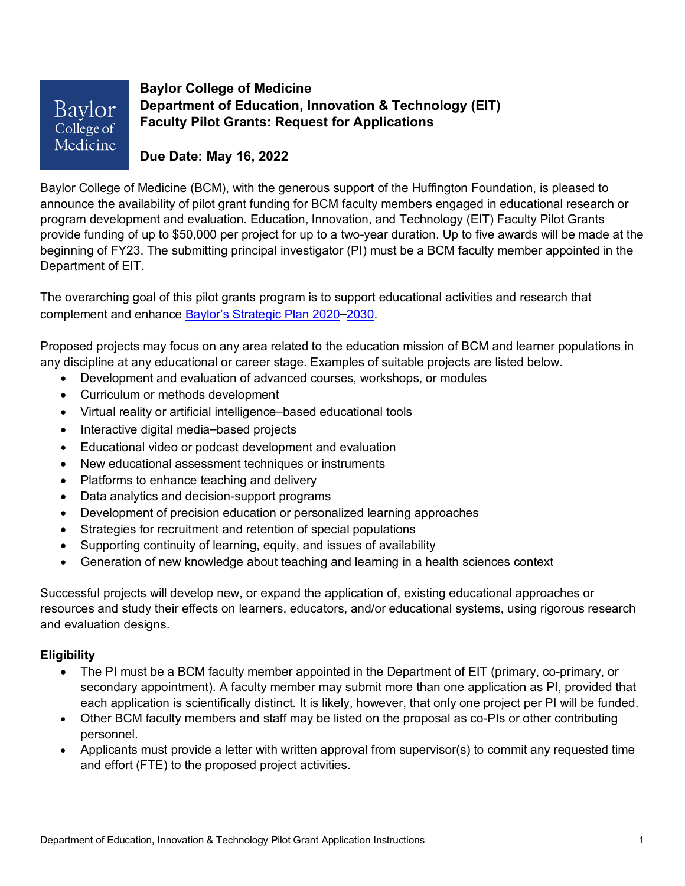**Baylor College of Medicine**
**Department of Education, Innovation & Technology (EIT)**
**Faculty Pilot Grants: Request for Applications**

**Due Date: May 16, 2022**

Baylor College of Medicine (BCM), with the generous support of the Huffington Foundation, is pleased to announce the availability of pilot grant funding for BCM faculty members engaged in educational research or program development and evaluation. Education, Innovation, and Technology (EIT) Faculty Pilot Grants provide funding of up to $50,000 per project for up to a two-year duration. Up to five awards will be made at the beginning of FY23. The submitting principal investigator (PI) must be a BCM faculty member appointed in the Department of EIT.

The overarching goal of this pilot grants program is to support educational activities and research that complement and enhance Baylor's Strategic Plan 2020–2030.

Proposed projects may focus on any area related to the education mission of BCM and learner populations in any discipline at any educational or career stage. Examples of suitable projects are listed below.

- Development and evaluation of advanced courses, workshops, or modules
- Curriculum or methods development
- Virtual reality or artificial intelligence–based educational tools
- Interactive digital media–based projects
- Educational video or podcast development and evaluation
- New educational assessment techniques or instruments
- Platforms to enhance teaching and delivery
- Data analytics and decision-support programs
- Development of precision education or personalized learning approaches
- Strategies for recruitment and retention of special populations
- Supporting continuity of learning, equity, and issues of availability
- Generation of new knowledge about teaching and learning in a health sciences context

Successful projects will develop new, or expand the application of, existing educational approaches or resources and study their effects on learners, educators, and/or educational systems, using rigorous research and evaluation designs.

### Eligibility

- The PI must be a BCM faculty member appointed in the Department of EIT (primary, co-primary, or secondary appointment). A faculty member may submit more than one application as PI, provided that each application is scientifically distinct. It is likely, however, that only one project per PI will be funded.
- Other BCM faculty members and staff may be listed on the proposal as co-PIs or other contributing personnel.
- Applicants must provide a letter with written approval from supervisor(s) to commit any requested time and effort (FTE) to the proposed project activities.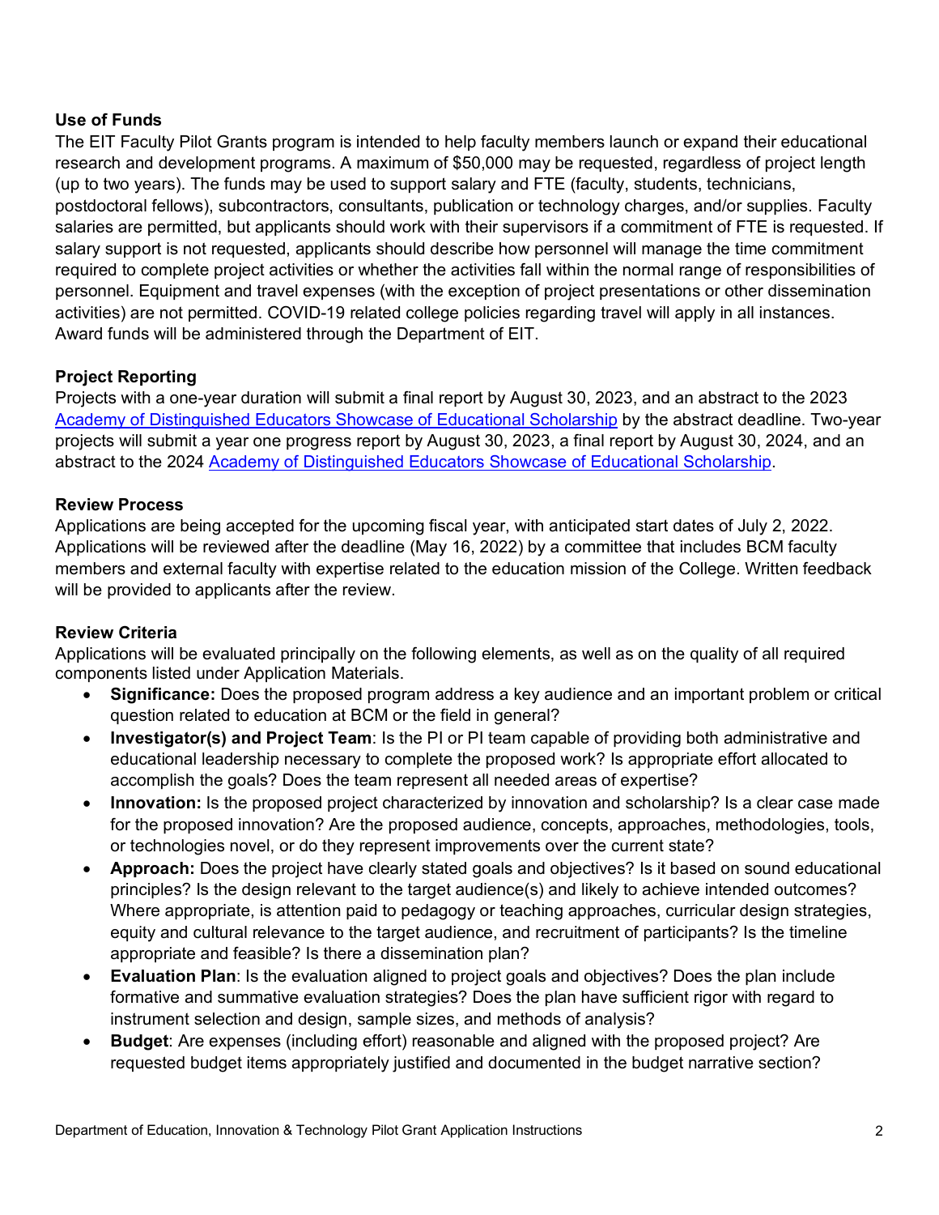**Use of Funds**

The EIT Faculty Pilot Grants program is intended to help faculty members launch or expand their educational research and development programs. A maximum of $50,000 may be requested, regardless of project length (up to two years). The funds may be used to support salary and FTE (faculty, students, technicians, postdoctoral fellows), subcontractors, consultants, publication or technology charges, and/or supplies. Faculty salaries are permitted, but applicants should work with their supervisors if a commitment of FTE is requested. If salary support is not requested, applicants should describe how personnel will manage the time commitment required to complete project activities or whether the activities fall within the normal range of responsibilities of personnel. Equipment and travel expenses (with the exception of project presentations or other dissemination activities) are not permitted. COVID-19 related college policies regarding travel will apply in all instances. Award funds will be administered through the Department of EIT.

**Project Reporting**

Projects with a one-year duration will submit a final report by August 30, 2023, and an abstract to the 2023 Academy of Distinguished Educators Showcase of Educational Scholarship by the abstract deadline. Two-year projects will submit a year one progress report by August 30, 2023, a final report by August 30, 2024, and an abstract to the 2024 Academy of Distinguished Educators Showcase of Educational Scholarship.

**Review Process**

Applications are being accepted for the upcoming fiscal year, with anticipated start dates of July 2, 2022. Applications will be reviewed after the deadline (May 16, 2022) by a committee that includes BCM faculty members and external faculty with expertise related to the education mission of the College. Written feedback will be provided to applicants after the review.

**Review Criteria**

Applications will be evaluated principally on the following elements, as well as on the quality of all required components listed under Application Materials.

- **Significance:** Does the proposed program address a key audience and an important problem or critical question related to education at BCM or the field in general?
- **Investigator(s) and Project Team**: Is the PI or PI team capable of providing both administrative and educational leadership necessary to complete the proposed work? Is appropriate effort allocated to accomplish the goals? Does the team represent all needed areas of expertise?
- **Innovation:** Is the proposed project characterized by innovation and scholarship? Is a clear case made for the proposed innovation? Are the proposed audience, concepts, approaches, methodologies, tools, or technologies novel, or do they represent improvements over the current state?
- **Approach:** Does the project have clearly stated goals and objectives? Is it based on sound educational principles? Is the design relevant to the target audience(s) and likely to achieve intended outcomes? Where appropriate, is attention paid to pedagogy or teaching approaches, curricular design strategies, equity and cultural relevance to the target audience, and recruitment of participants? Is the timeline appropriate and feasible? Is there a dissemination plan?
- **Evaluation Plan**: Is the evaluation aligned to project goals and objectives? Does the plan include formative and summative evaluation strategies? Does the plan have sufficient rigor with regard to instrument selection and design, sample sizes, and methods of analysis?
- **Budget**: Are expenses (including effort) reasonable and aligned with the proposed project? Are requested budget items appropriately justified and documented in the budget narrative section?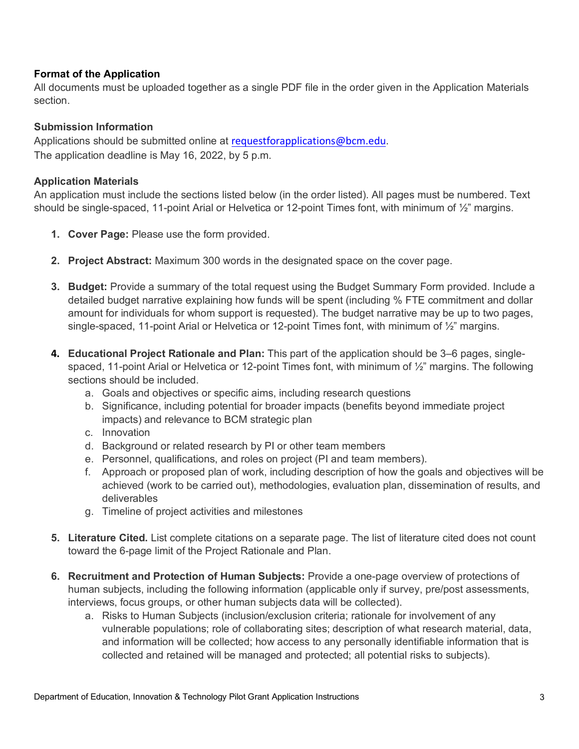**Format of the Application**

All documents must be uploaded together as a single PDF file in the order given in the Application Materials section.

**Submission Information**

Applications should be submitted online at requestforapplications@bcm.edu.
The application deadline is May 16, 2022, by 5 p.m.

**Application Materials**

An application must include the sections listed below (in the order listed). All pages must be numbered. Text should be single-spaced, 11-point Arial or Helvetica or 12-point Times font, with minimum of ½" margins.

1. **Cover Page:** Please use the form provided.

2. **Project Abstract:** Maximum 300 words in the designated space on the cover page.

3. **Budget:** Provide a summary of the total request using the Budget Summary Form provided. Include a detailed budget narrative explaining how funds will be spent (including % FTE commitment and dollar amount for individuals for whom support is requested). The budget narrative may be up to two pages, single-spaced, 11-point Arial or Helvetica or 12-point Times font, with minimum of ½" margins.

4. **Educational Project Rationale and Plan:** This part of the application should be 3–6 pages, single-spaced, 11-point Arial or Helvetica or 12-point Times font, with minimum of ½" margins. The following sections should be included.
   a. Goals and objectives or specific aims, including research questions
   b. Significance, including potential for broader impacts (benefits beyond immediate project impacts) and relevance to BCM strategic plan
   c. Innovation
   d. Background or related research by PI or other team members
   e. Personnel, qualifications, and roles on project (PI and team members).
   f. Approach or proposed plan of work, including description of how the goals and objectives will be achieved (work to be carried out), methodologies, evaluation plan, dissemination of results, and deliverables
   g. Timeline of project activities and milestones

5. **Literature Cited.** List complete citations on a separate page. The list of literature cited does not count toward the 6-page limit of the Project Rationale and Plan.

6. **Recruitment and Protection of Human Subjects:** Provide a one-page overview of protections of human subjects, including the following information (applicable only if survey, pre/post assessments, interviews, focus groups, or other human subjects data will be collected).
   a. Risks to Human Subjects (inclusion/exclusion criteria; rationale for involvement of any vulnerable populations; role of collaborating sites; description of what research material, data, and information will be collected; how access to any personally identifiable information that is collected and retained will be managed and protected; all potential risks to subjects).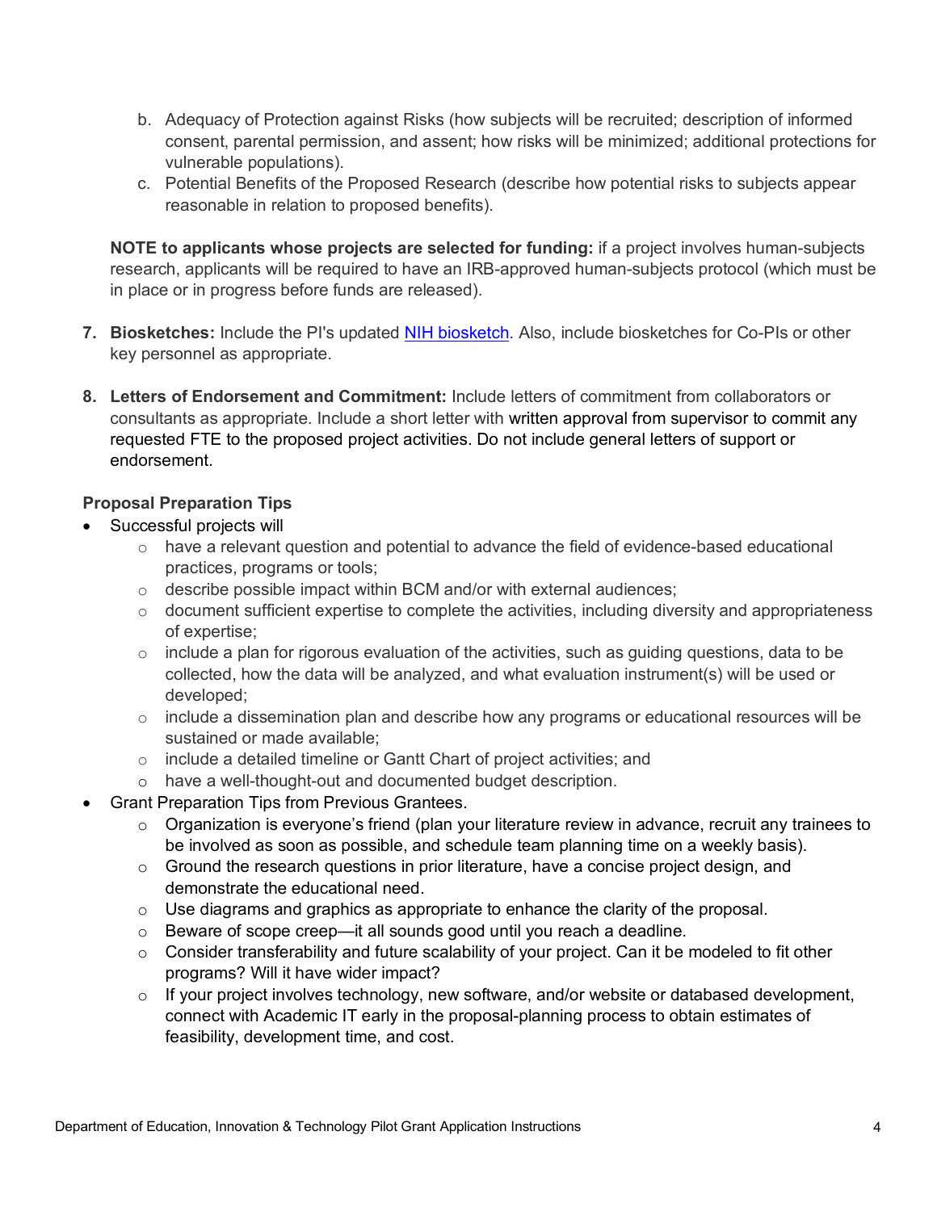b. Adequacy of Protection against Risks (how subjects will be recruited; description of informed consent, parental permission, and assent; how risks will be minimized; additional protections for vulnerable populations).
   c. Potential Benefits of the Proposed Research (describe how potential risks to subjects appear reasonable in relation to proposed benefits).

   **NOTE to applicants whose projects are selected for funding:** if a project involves human-subjects research, applicants will be required to have an IRB-approved human-subjects protocol (which must be in place or in progress before funds are released).

7. **Biosketches:** Include the PI's updated NIH biosketch. Also, include biosketches for Co-PIs or other key personnel as appropriate.

8. **Letters of Endorsement and Commitment:** Include letters of commitment from collaborators or consultants as appropriate. Include a short letter with written approval from supervisor to commit any requested FTE to the proposed project activities. Do not include general letters of support or endorsement.

**Proposal Preparation Tips**

- Successful projects will
  - have a relevant question and potential to advance the field of evidence-based educational practices, programs or tools;
  - describe possible impact within BCM and/or with external audiences;
  - document sufficient expertise to complete the activities, including diversity and appropriateness of expertise;
  - include a plan for rigorous evaluation of the activities, such as guiding questions, data to be collected, how the data will be analyzed, and what evaluation instrument(s) will be used or developed;
  - include a dissemination plan and describe how any programs or educational resources will be sustained or made available;
  - include a detailed timeline or Gantt Chart of project activities; and
  - have a well-thought-out and documented budget description.
- Grant Preparation Tips from Previous Grantees.
  - Organization is everyone's friend (plan your literature review in advance, recruit any trainees to be involved as soon as possible, and schedule team planning time on a weekly basis).
  - Ground the research questions in prior literature, have a concise project design, and demonstrate the educational need.
  - Use diagrams and graphics as appropriate to enhance the clarity of the proposal.
  - Beware of scope creep—it all sounds good until you reach a deadline.
  - Consider transferability and future scalability of your project. Can it be modeled to fit other programs? Will it have wider impact?
  - If your project involves technology, new software, and/or website or databased development, connect with Academic IT early in the proposal-planning process to obtain estimates of feasibility, development time, and cost.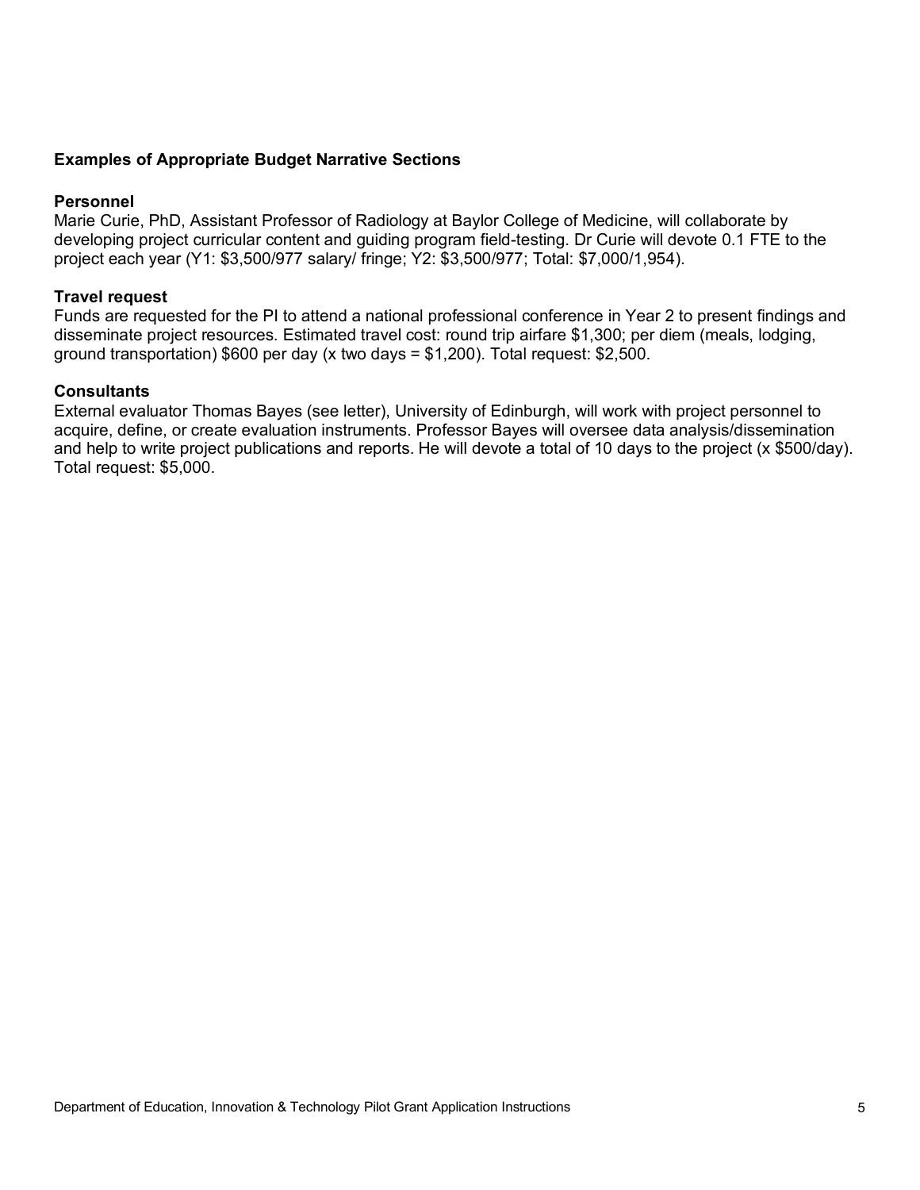**Examples of Appropriate Budget Narrative Sections**

**Personnel**
Marie Curie, PhD, Assistant Professor of Radiology at Baylor College of Medicine, will collaborate by developing project curricular content and guiding program field-testing. Dr Curie will devote 0.1 FTE to the project each year (Y1: $3,500/977 salary/ fringe; Y2: $3,500/977; Total: $7,000/1,954).

**Travel request**
Funds are requested for the PI to attend a national professional conference in Year 2 to present findings and disseminate project resources. Estimated travel cost: round trip airfare $1,300; per diem (meals, lodging, ground transportation) $600 per day (x two days = $1,200). Total request: $2,500.

**Consultants**
External evaluator Thomas Bayes (see letter), University of Edinburgh, will work with project personnel to acquire, define, or create evaluation instruments. Professor Bayes will oversee data analysis/dissemination and help to write project publications and reports. He will devote a total of 10 days to the project (x $500/day). Total request: $5,000.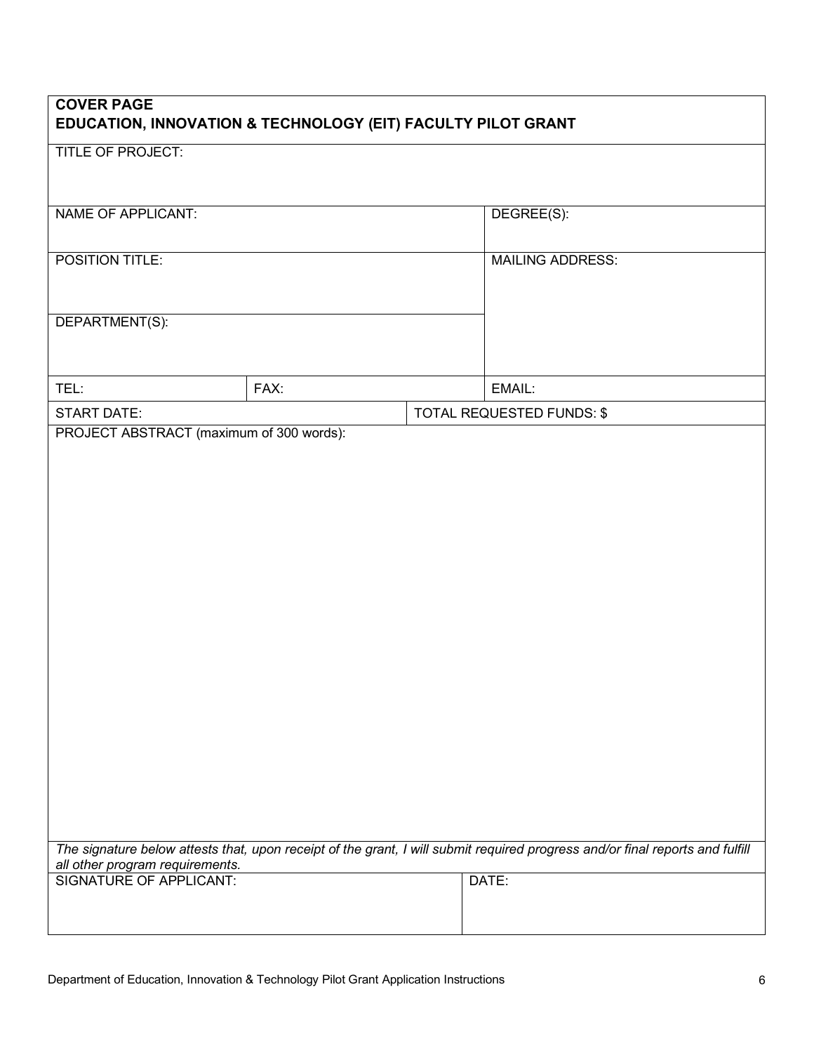**COVER PAGE**
**EDUCATION, INNOVATION & TECHNOLOGY (EIT) FACULTY PILOT GRANT**

| | | | |
|---|---|---|---|
| TITLE OF PROJECT: | | | |
| NAME OF APPLICANT: | | | DEGREE(S): |
| POSITION TITLE: | | | MAILING ADDRESS: |
| DEPARTMENT(S): | | | |
| TEL: | FAX: | | EMAIL: |
| START DATE: | | TOTAL REQUESTED FUNDS: $ | |
| PROJECT ABSTRACT (maximum of 300 words): | | | |

*The signature below attests that, upon receipt of the grant, I will submit required progress and/or final reports and fulfill all other program requirements.*

| | |
|---|---|
| SIGNATURE OF APPLICANT: | DATE: |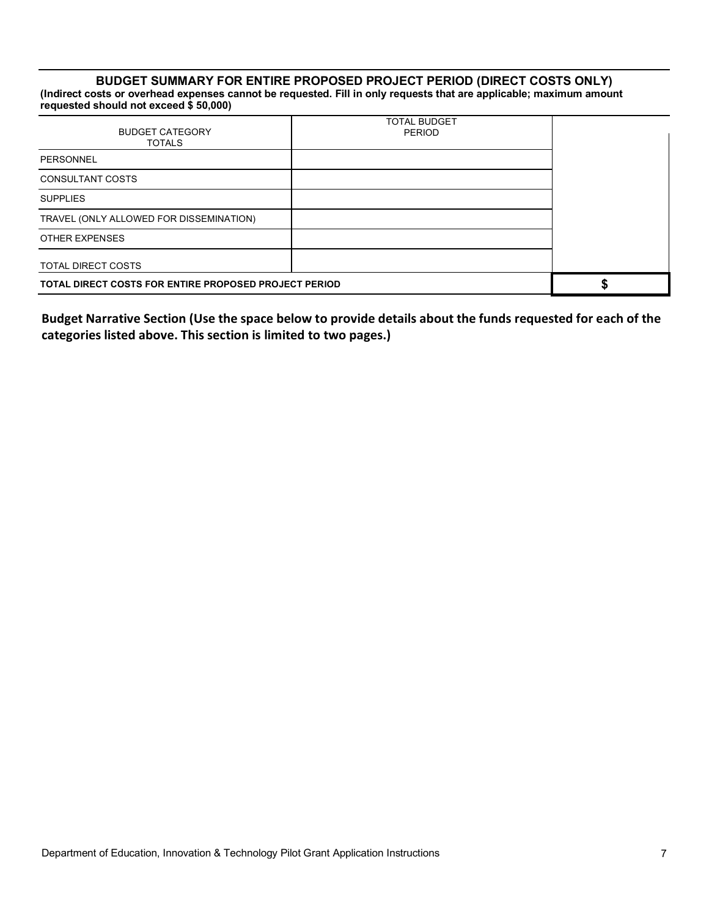## BUDGET SUMMARY FOR ENTIRE PROPOSED PROJECT PERIOD (DIRECT COSTS ONLY)

**(Indirect costs or overhead expenses cannot be requested. Fill in only requests that are applicable; maximum amount requested should not exceed $ 50,000)**

| BUDGET CATEGORY TOTALS | TOTAL BUDGET PERIOD | |
|---|---|---|
| PERSONNEL | | |
| CONSULTANT COSTS | | |
| SUPPLIES | | |
| TRAVEL (ONLY ALLOWED FOR DISSEMINATION) | | |
| OTHER EXPENSES | | |
| TOTAL DIRECT COSTS | | |
| **TOTAL DIRECT COSTS FOR ENTIRE PROPOSED PROJECT PERIOD** | | **$** |

**Budget Narrative Section (Use the space below to provide details about the funds requested for each of the categories listed above. This section is limited to two pages.)**